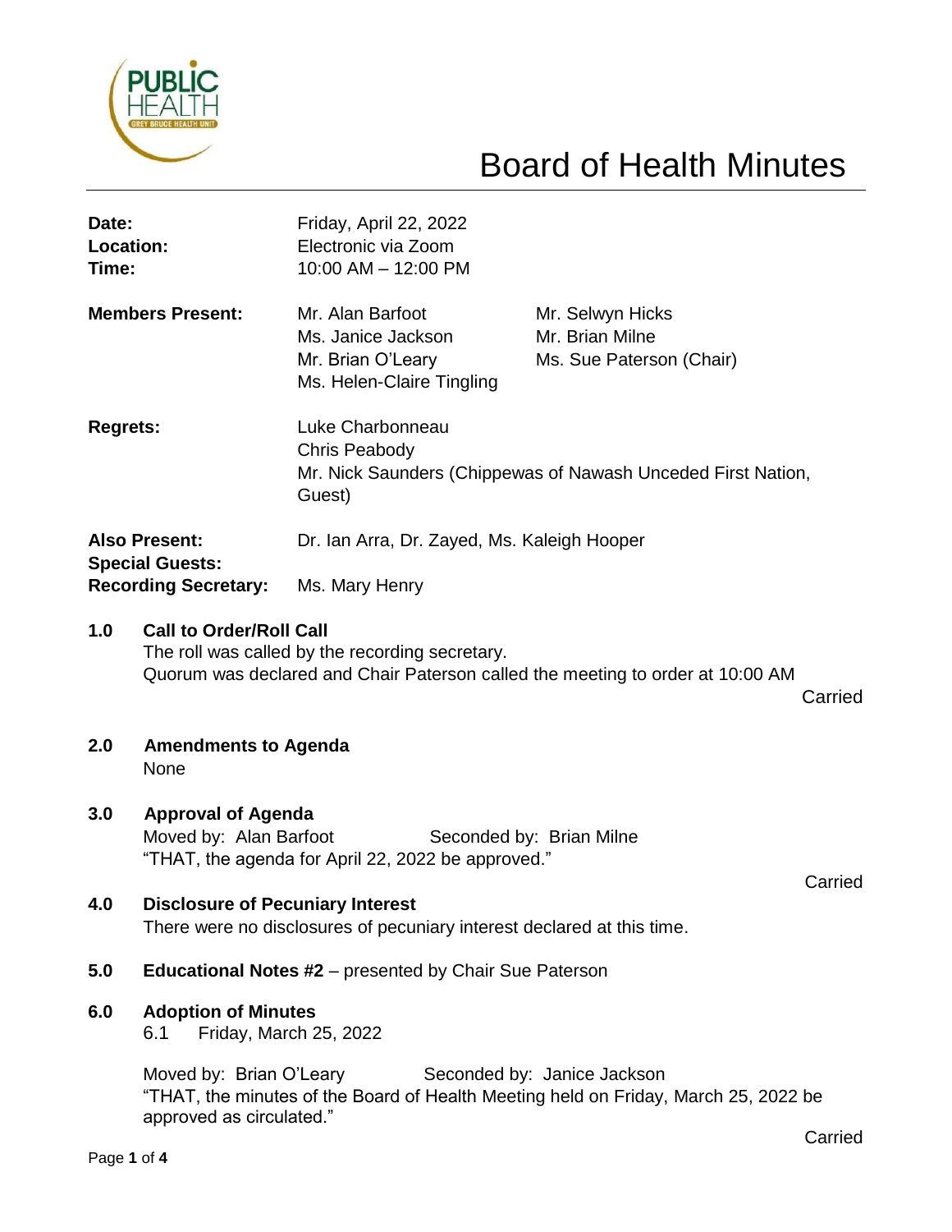# Board of Health Minutes

**Date:** Friday, April 22, 2022
**Location:** Electronic via Zoom
**Time:** 10:00 AM – 12:00 PM

**Members Present:**
Mr. Alan Barfoot
Ms. Janice Jackson
Mr. Brian O'Leary
Ms. Helen-Claire Tingling
Mr. Selwyn Hicks
Mr. Brian Milne
Ms. Sue Paterson (Chair)

**Regrets:**
Luke Charbonneau
Chris Peabody
Mr. Nick Saunders (Chippewas of Nawash Unceded First Nation, Guest)

**Also Present:** Dr. Ian Arra, Dr. Zayed, Ms. Kaleigh Hooper
**Special Guests:**
**Recording Secretary:** Ms. Mary Henry

## 1.0 Call to Order/Roll Call

The roll was called by the recording secretary.
Quorum was declared and Chair Paterson called the meeting to order at 10:00 AM

Carried

## 2.0 Amendments to Agenda

None

## 3.0 Approval of Agenda

Moved by: Alan Barfoot    Seconded by: Brian Milne
"THAT, the agenda for April 22, 2022 be approved."

Carried

## 4.0 Disclosure of Pecuniary Interest

There were no disclosures of pecuniary interest declared at this time.

## 5.0 Educational Notes #2 – presented by Chair Sue Paterson

## 6.0 Adoption of Minutes

6.1 Friday, March 25, 2022

Moved by: Brian O'Leary    Seconded by: Janice Jackson
"THAT, the minutes of the Board of Health Meeting held on Friday, March 25, 2022 be approved as circulated."

Carried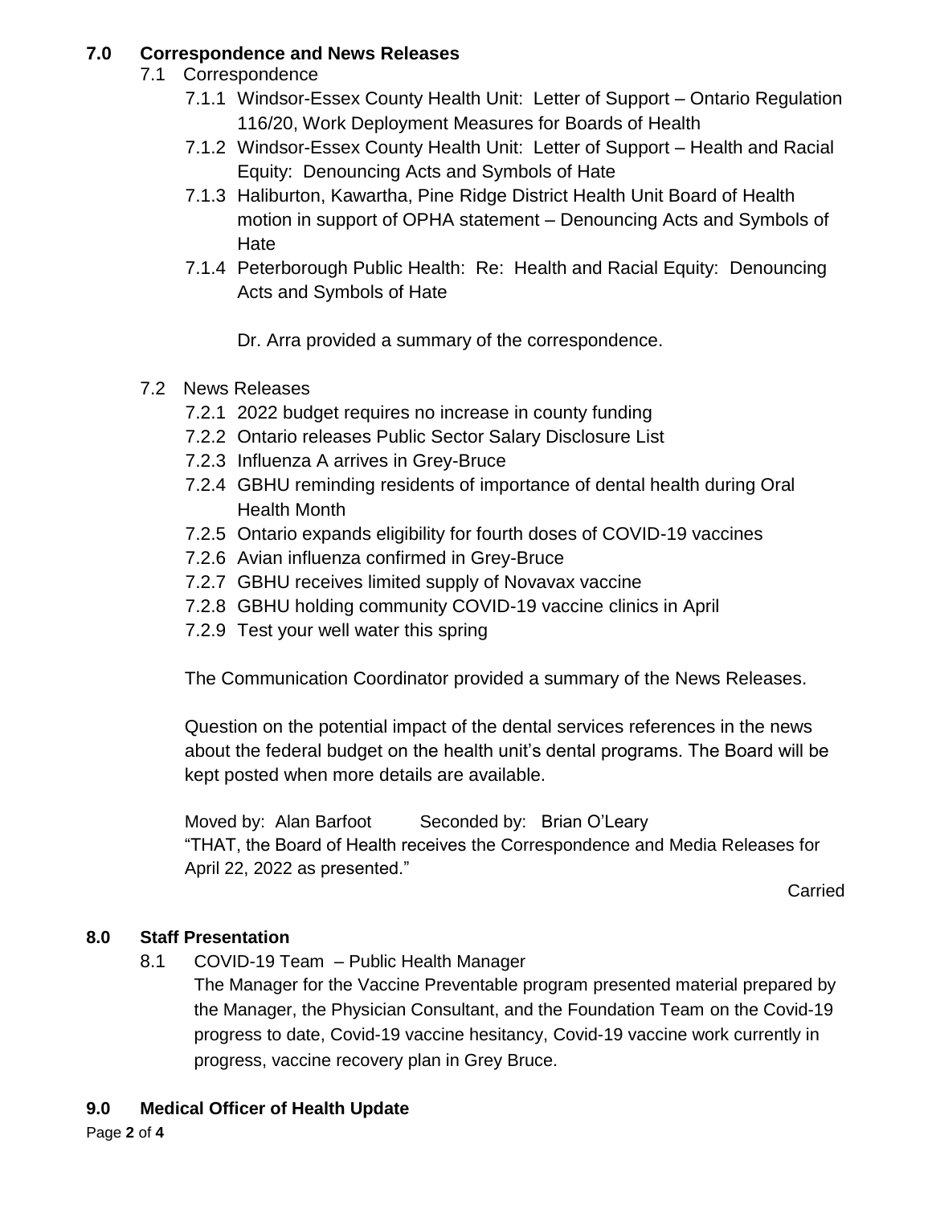## 7.0 Correspondence and News Releases

7.1 Correspondence

- 7.1.1 Windsor-Essex County Health Unit: Letter of Support – Ontario Regulation 116/20, Work Deployment Measures for Boards of Health
- 7.1.2 Windsor-Essex County Health Unit: Letter of Support – Health and Racial Equity: Denouncing Acts and Symbols of Hate
- 7.1.3 Haliburton, Kawartha, Pine Ridge District Health Unit Board of Health motion in support of OPHA statement – Denouncing Acts and Symbols of Hate
- 7.1.4 Peterborough Public Health: Re: Health and Racial Equity: Denouncing Acts and Symbols of Hate

Dr. Arra provided a summary of the correspondence.

7.2 News Releases

- 7.2.1 2022 budget requires no increase in county funding
- 7.2.2 Ontario releases Public Sector Salary Disclosure List
- 7.2.3 Influenza A arrives in Grey-Bruce
- 7.2.4 GBHU reminding residents of importance of dental health during Oral Health Month
- 7.2.5 Ontario expands eligibility for fourth doses of COVID-19 vaccines
- 7.2.6 Avian influenza confirmed in Grey-Bruce
- 7.2.7 GBHU receives limited supply of Novavax vaccine
- 7.2.8 GBHU holding community COVID-19 vaccine clinics in April
- 7.2.9 Test your well water this spring

The Communication Coordinator provided a summary of the News Releases.

Question on the potential impact of the dental services references in the news about the federal budget on the health unit's dental programs. The Board will be kept posted when more details are available.

Moved by: Alan Barfoot Seconded by: Brian O'Leary
"THAT, the Board of Health receives the Correspondence and Media Releases for April 22, 2022 as presented."

Carried

## 8.0 Staff Presentation

8.1 COVID-19 Team – Public Health Manager

The Manager for the Vaccine Preventable program presented material prepared by the Manager, the Physician Consultant, and the Foundation Team on the Covid-19 progress to date, Covid-19 vaccine hesitancy, Covid-19 vaccine work currently in progress, vaccine recovery plan in Grey Bruce.

## 9.0 Medical Officer of Health Update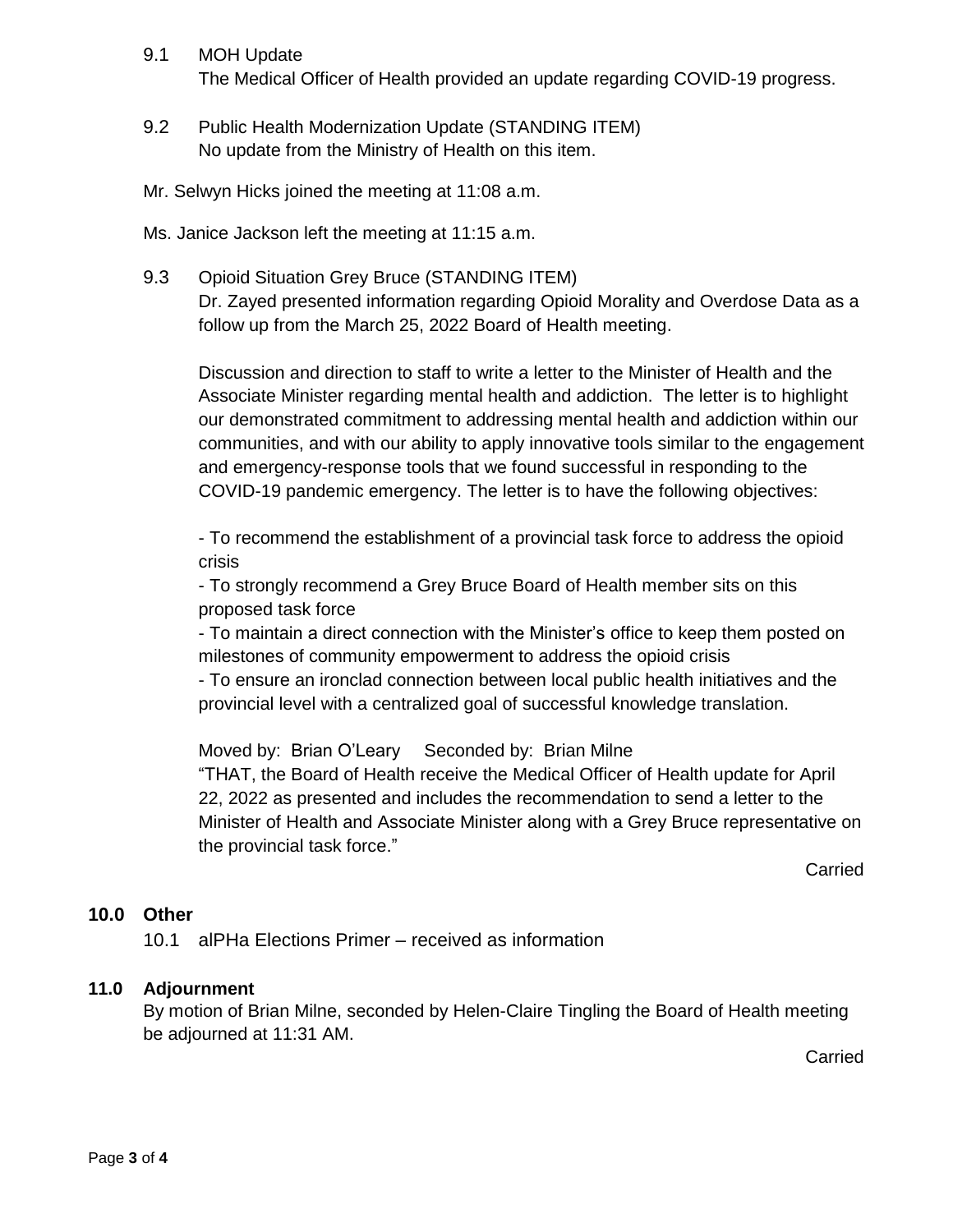9.1 MOH Update
The Medical Officer of Health provided an update regarding COVID-19 progress.

9.2 Public Health Modernization Update (STANDING ITEM)
No update from the Ministry of Health on this item.

Mr. Selwyn Hicks joined the meeting at 11:08 a.m.

Ms. Janice Jackson left the meeting at 11:15 a.m.

9.3 Opioid Situation Grey Bruce (STANDING ITEM)
Dr. Zayed presented information regarding Opioid Morality and Overdose Data as a follow up from the March 25, 2022 Board of Health meeting.

Discussion and direction to staff to write a letter to the Minister of Health and the Associate Minister regarding mental health and addiction. The letter is to highlight our demonstrated commitment to addressing mental health and addiction within our communities, and with our ability to apply innovative tools similar to the engagement and emergency-response tools that we found successful in responding to the COVID-19 pandemic emergency. The letter is to have the following objectives:

- To recommend the establishment of a provincial task force to address the opioid crisis
- To strongly recommend a Grey Bruce Board of Health member sits on this proposed task force
- To maintain a direct connection with the Minister's office to keep them posted on milestones of community empowerment to address the opioid crisis
- To ensure an ironclad connection between local public health initiatives and the provincial level with a centralized goal of successful knowledge translation.

Moved by: Brian O'Leary Seconded by: Brian Milne
"THAT, the Board of Health receive the Medical Officer of Health update for April 22, 2022 as presented and includes the recommendation to send a letter to the Minister of Health and Associate Minister along with a Grey Bruce representative on the provincial task force."

Carried

## 10.0 Other

10.1 alPHa Elections Primer – received as information

## 11.0 Adjournment

By motion of Brian Milne, seconded by Helen-Claire Tingling the Board of Health meeting be adjourned at 11:31 AM.

Carried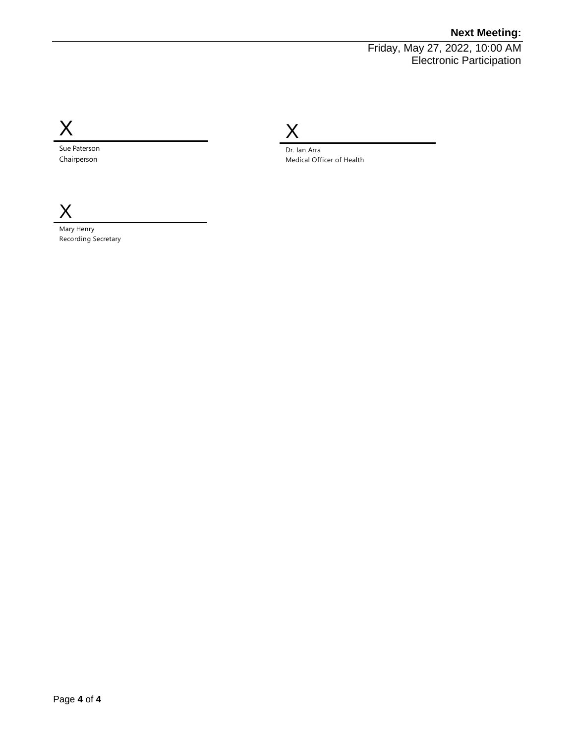**Next Meeting:**

Friday, May 27, 2022, 10:00 AM
Electronic Participation

X

Sue Paterson
Chairperson

X

Dr. Ian Arra
Medical Officer of Health

X

Mary Henry
Recording Secretary